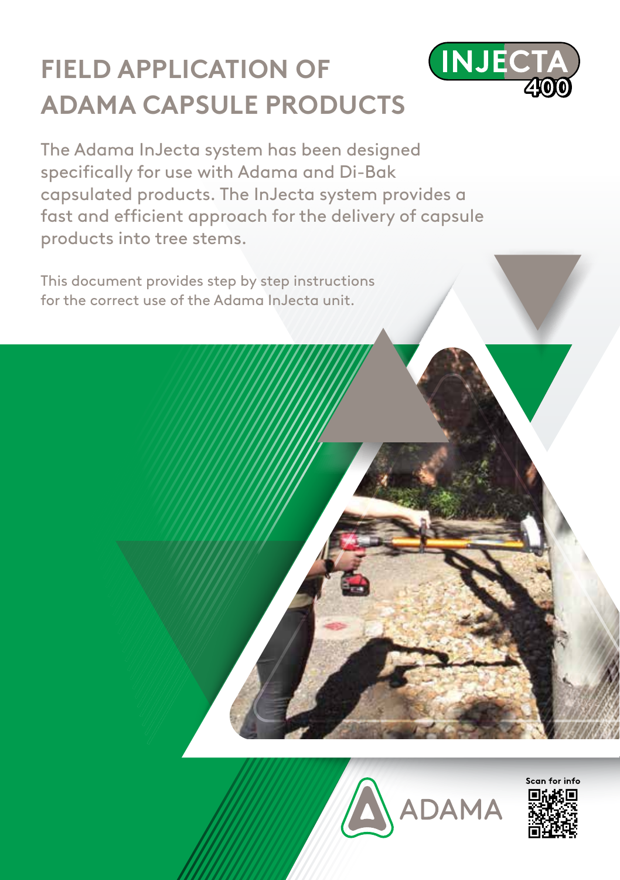# FIELD APPLICATION OF ADAMA CAPSULE PRODUCTS

INJECTA 400

The Adama InJecta system has been designed specifically for use with Adama and Di-Bak capsulated products. The InJecta system provides a fast and efficient approach for the delivery of capsule products into tree stems.

This document provides step by step instructions for the correct use of the Adama InJecta unit.

ADAMA

Scan for info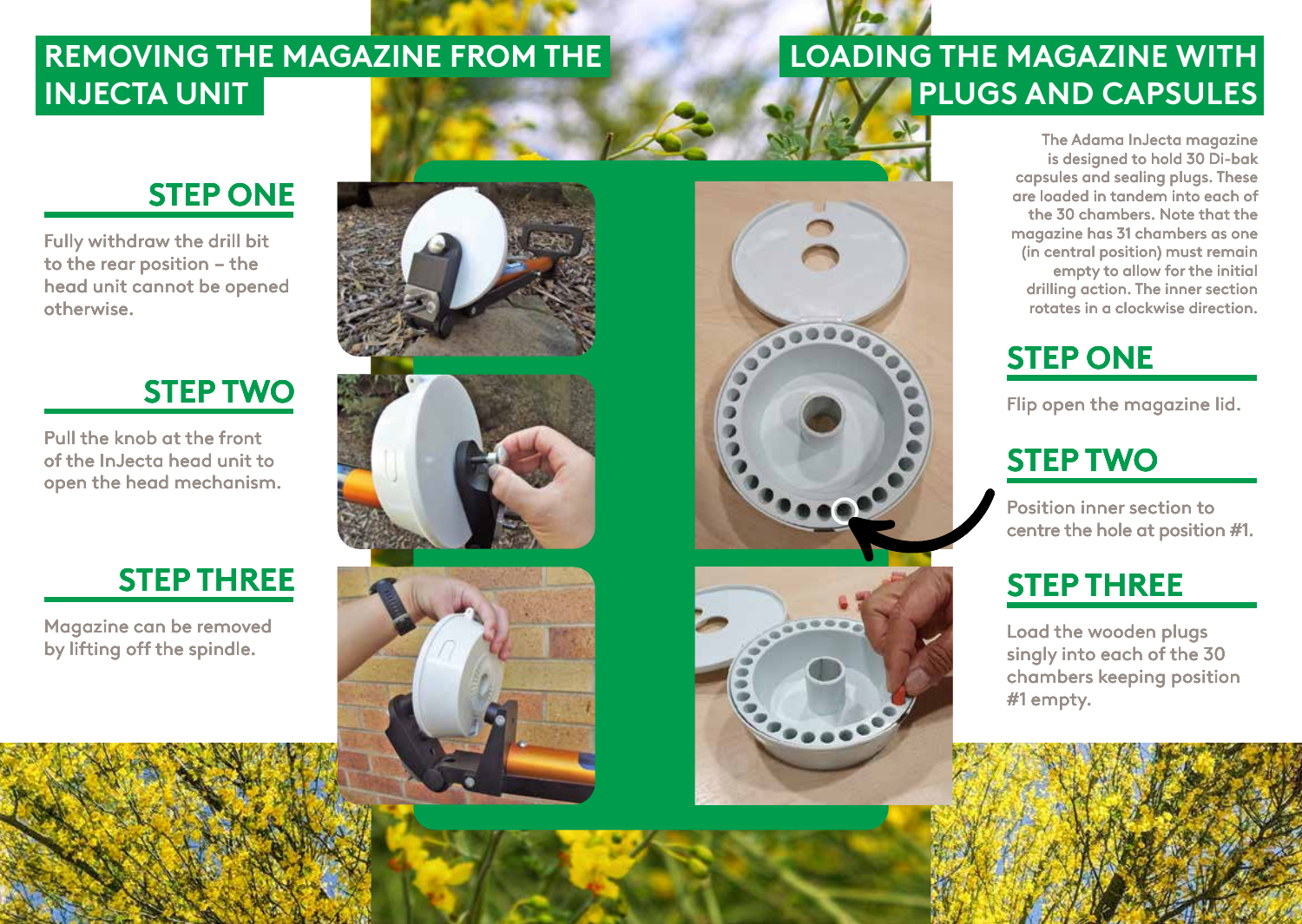## REMOVING THE MAGAZINE FROM THE INJECTA UNIT

### STEP ONE

Fully withdraw the drill bit to the rear position – the head unit cannot be opened otherwise.

### STEP TWO

Pull the knob at the front of the InJecta head unit to open the head mechanism.

### STEP THREE

Magazine can be removed by lifting off the spindle.

## LOADING THE MAGAZINE WITH PLUGS AND CAPSULES

The Adama InJecta magazine is designed to hold 30 Di-bak capsules and sealing plugs. These are loaded in tandem into each of the 30 chambers. Note that the magazine has 31 chambers as one (in central position) must remain empty to allow for the initial drilling action. The inner section rotates in a clockwise direction.

### STEP ONE

Flip open the magazine lid.

### STEP TWO

Position inner section to centre the hole at position #1.

### STEP THREE

Load the wooden plugs singly into each of the 30 chambers keeping position #1 empty.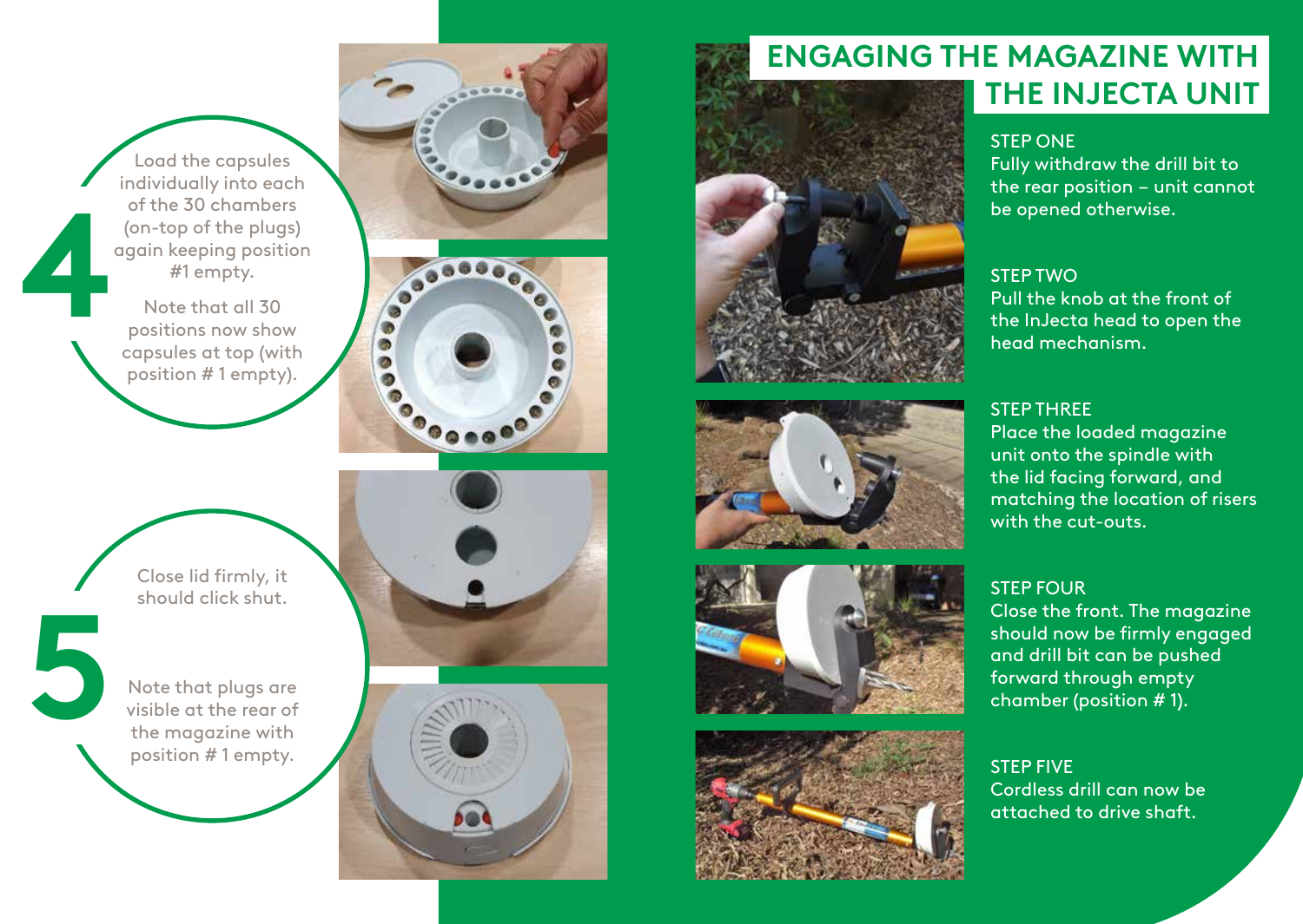**4**

Load the capsules individually into each of the 30 chambers (on-top of the plugs) again keeping position #1 empty.

Note that all 30 positions now show capsules at top (with position # 1 empty).

**5**

Close lid firmly, it should click shut.

Note that plugs are visible at the rear of the magazine with position # 1 empty.

## ENGAGING THE MAGAZINE WITH THE INJECTA UNIT

STEP ONE
Fully withdraw the drill bit to the rear position – unit cannot be opened otherwise.

STEP TWO
Pull the knob at the front of the InJecta head to open the head mechanism.

STEP THREE
Place the loaded magazine unit onto the spindle with the lid facing forward, and matching the location of risers with the cut-outs.

STEP FOUR
Close the front. The magazine should now be firmly engaged and drill bit can be pushed forward through empty chamber (position # 1).

STEP FIVE
Cordless drill can now be attached to drive shaft.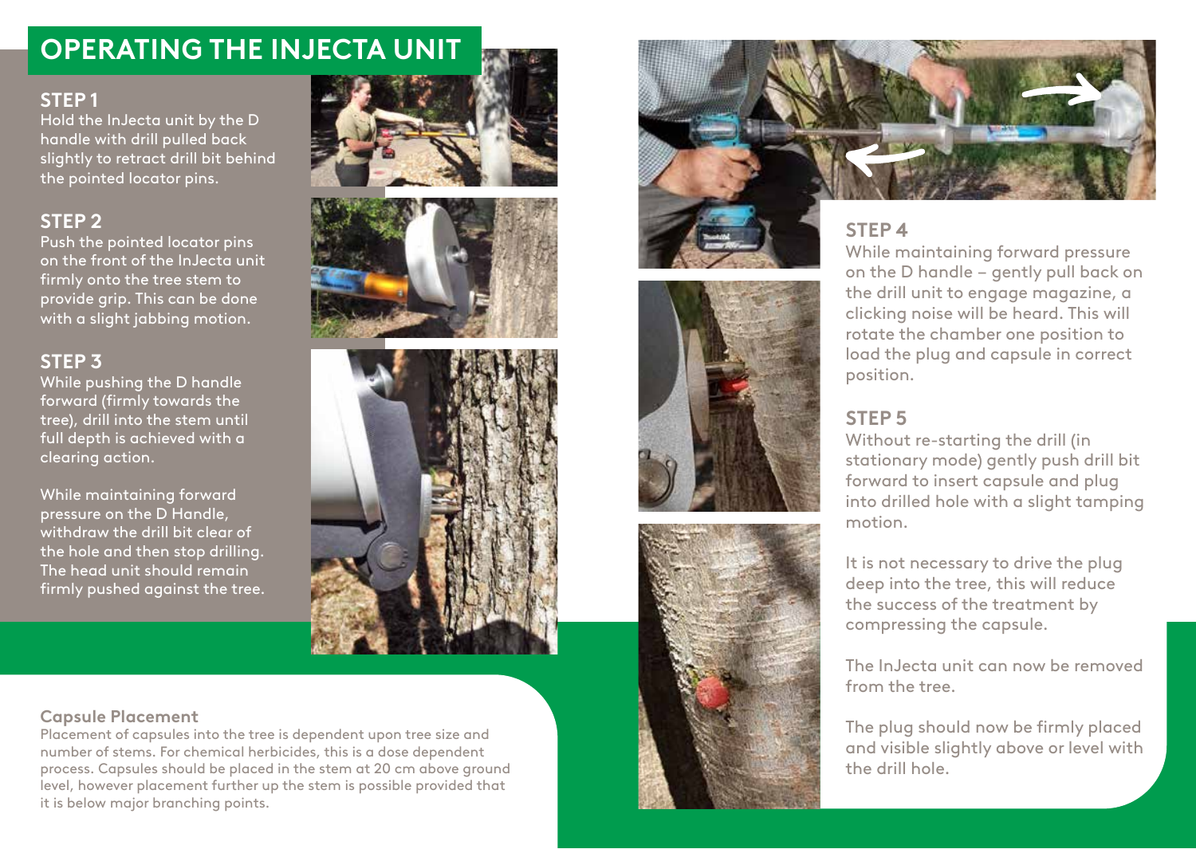# OPERATING THE INJECTA UNIT

### STEP 1

Hold the InJecta unit by the D handle with drill pulled back slightly to retract drill bit behind the pointed locator pins.

### STEP 2

Push the pointed locator pins on the front of the InJecta unit firmly onto the tree stem to provide grip. This can be done with a slight jabbing motion.

### STEP 3

While pushing the D handle forward (firmly towards the tree), drill into the stem until full depth is achieved with a clearing action.

While maintaining forward pressure on the D Handle, withdraw the drill bit clear of the hole and then stop drilling. The head unit should remain firmly pushed against the tree.

### Capsule Placement

Placement of capsules into the tree is dependent upon tree size and number of stems. For chemical herbicides, this is a dose dependent process. Capsules should be placed in the stem at 20 cm above ground level, however placement further up the stem is possible provided that it is below major branching points.

### STEP 4

While maintaining forward pressure on the D handle – gently pull back on the drill unit to engage magazine, a clicking noise will be heard. This will rotate the chamber one position to load the plug and capsule in correct position.

### STEP 5

Without re-starting the drill (in stationary mode) gently push drill bit forward to insert capsule and plug into drilled hole with a slight tamping motion.

It is not necessary to drive the plug deep into the tree, this will reduce the success of the treatment by compressing the capsule.

The InJecta unit can now be removed from the tree.

The plug should now be firmly placed and visible slightly above or level with the drill hole.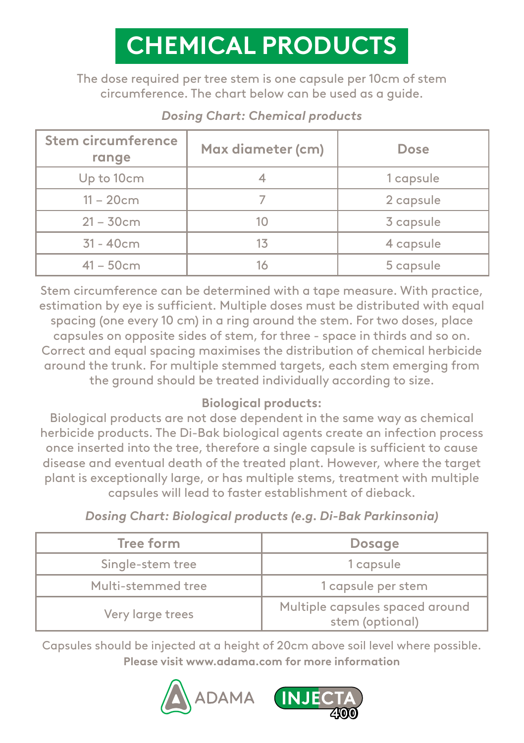# CHEMICAL PRODUCTS

The dose required per tree stem is one capsule per 10cm of stem circumference. The chart below can be used as a guide.

*Dosing Chart: Chemical products*

| Stem circumference range | Max diameter (cm) | Dose |
|---|---|---|
| Up to 10cm | 4 | 1 capsule |
| 11 – 20cm | 7 | 2 capsule |
| 21 – 30cm | 10 | 3 capsule |
| 31 - 40cm | 13 | 4 capsule |
| 41 – 50cm | 16 | 5 capsule |

Stem circumference can be determined with a tape measure. With practice, estimation by eye is sufficient. Multiple doses must be distributed with equal spacing (one every 10 cm) in a ring around the stem. For two doses, place capsules on opposite sides of stem, for three - space in thirds and so on. Correct and equal spacing maximises the distribution of chemical herbicide around the trunk. For multiple stemmed targets, each stem emerging from the ground should be treated individually according to size.

**Biological products:**

Biological products are not dose dependent in the same way as chemical herbicide products. The Di-Bak biological agents create an infection process once inserted into the tree, therefore a single capsule is sufficient to cause disease and eventual death of the treated plant. However, where the target plant is exceptionally large, or has multiple stems, treatment with multiple capsules will lead to faster establishment of dieback.

*Dosing Chart: Biological products (e.g. Di-Bak Parkinsonia)*

| Tree form | Dosage |
|---|---|
| Single-stem tree | 1 capsule |
| Multi-stemmed tree | 1 capsule per stem |
| Very large trees | Multiple capsules spaced around stem (optional) |

Capsules should be injected at a height of 20cm above soil level where possible.

**Please visit www.adama.com for more information**

ADAMA INJECTA 400